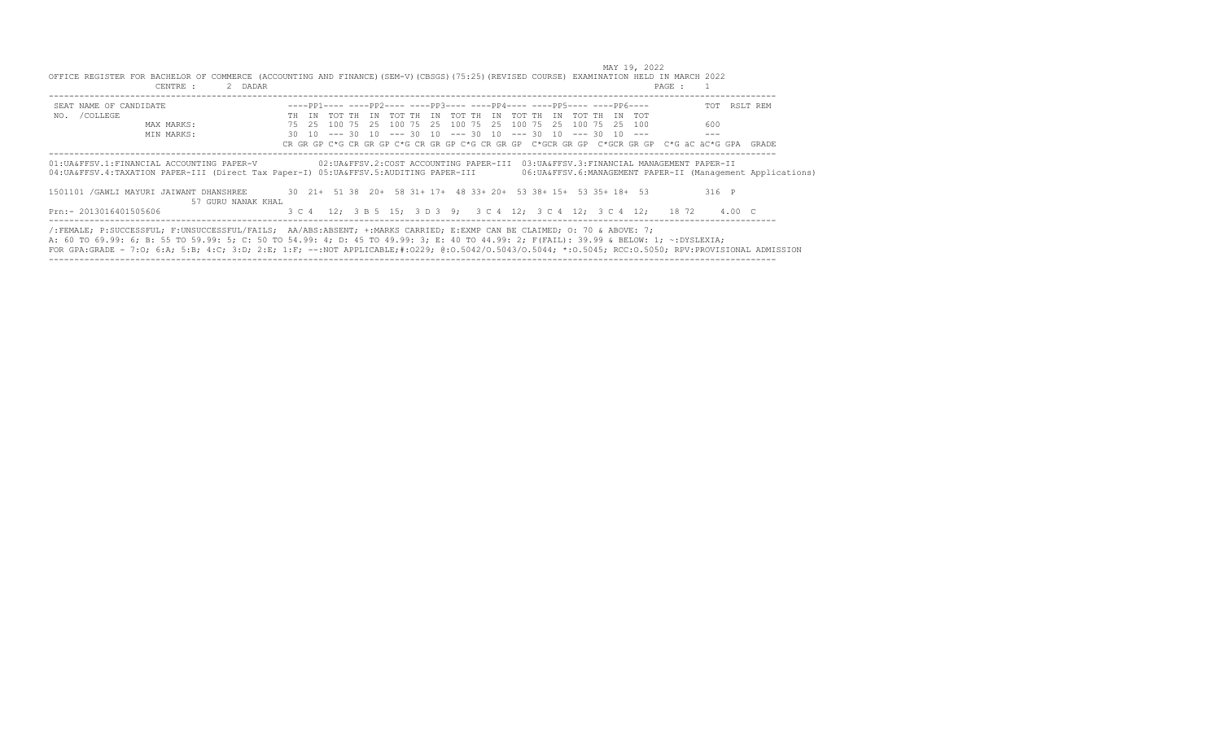MAY 19, 2022

OFFICE REGISTER FOR BACHELOR OF COMMERCE (ACCOUNTING AND FINANCE)(SEM-V)(CBSGS)(75:25)(REVISED COURSE) EXAMINATION HELD IN MARCH 2022

CENTRE : 2 DADAR

PAGE : 1

```
SEAT NAME OF CANDIDATE                   ----PP1---- ----PP2---- ----PP3---- ----PP4---- ----PP5---- ----PP6----          TOT  RSLT REM
NO.  /COLLEGE                            TH  IN  TOT TH  IN  TOT TH  IN  TOT TH  IN  TOT TH  IN  TOT TH  IN  TOT
                MAX MARKS:               75  25  100 75  25  100 75  25  100 75  25  100 75  25  100 75  25  100          600
                MIN MARKS:               30  10  --- 30  10  --- 30  10  --- 30  10  --- 30  10  --- 30  10  ---          ---
                                         CR GR GP C*G CR GR GP C*G CR GR GP C*G CR GR GP  C*GCR GR GP  C*GCR GR GP  C*G äC äC*G GPA  GRADE
```

01:UA&FFSV.1:FINANCIAL ACCOUNTING PAPER-V 02:UA&FFSV.2:COST ACCOUNTING PAPER-III 03:UA&FFSV.3:FINANCIAL MANAGEMENT PAPER-II
04:UA&FFSV.4:TAXATION PAPER-III (Direct Tax Paper-I) 05:UA&FFSV.5:AUDITING PAPER-III 06:UA&FFSV.6:MANAGEMENT PAPER-II (Management Applications)

```
1501101 /GAWLI MAYURI JAIWANT DHANSHREE   30  21+  51 38  20+  58 31+ 17+  48 33+ 20+  53 38+ 15+  53 35+ 18+  53          316  P
                  57 GURU NANAK KHAL
Prn:- 2013016401505606                    3 C 4   12;  3 B 5  15;  3 D 3  9;   3 C 4  12;  3 C 4  12;  3 C 4  12;   18 72     4.00  C
```

/:FEMALE; P:SUCCESSFUL; F:UNSUCCESSFUL/FAILS; AA/ABS:ABSENT; +:MARKS CARRIED; E:EXMP CAN BE CLAIMED; O: 70 & ABOVE: 7;
A: 60 TO 69.99: 6; B: 55 TO 59.99: 5; C: 50 TO 54.99: 4; D: 45 TO 49.99: 3; E: 40 TO 44.99: 2; F(FAIL): 39.99 & BELOW: 1; ~:DYSLEXIA;
FOR GPA:GRADE - 7:O; 6:A; 5:B; 4:C; 3:D; 2:E; 1:F; --:NOT APPLICABLE;#:O229; @:O.5042/O.5043/O.5044; *:O.5045; RCC:O.5050; RPV:PROVISIONAL ADMISSION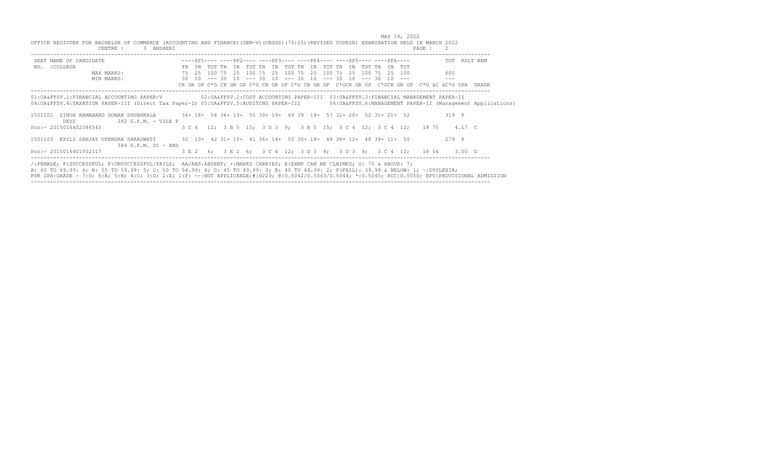OFFICE REGISTER FOR BACHELOR OF COMMERCE (ACCOUNTING AND FINANCE)(SEM-V)(CBSGS)(75:25)(REVISED COURSE) EXAMINATION HELD IN MARCH 2022

MAY 19, 2022

CENTRE : 3 ANDHERI

| SEAT NO. | NAME OF CANDIDATE /COLLEGE | PP1 TH | PP1 IN | PP1 TOT | PP2 TH | PP2 IN | PP2 TOT | PP3 TH | PP3 IN | PP3 TOT | PP4 TH | PP4 IN | PP4 TOT | PP5 TH | PP5 IN | PP5 TOT | PP6 TH | PP6 IN | PP6 TOT | TOT | RSLT | REM |
|---|---|---|---|---|---|---|---|---|---|---|---|---|---|---|---|---|---|---|---|---|---|---|
| | MAX MARKS: | 75 | 25 | 100 | 75 | 25 | 100 | 75 | 25 | 100 | 75 | 25 | 100 | 75 | 25 | 100 | 75 | 25 | 100 | 600 | | |
| | MIN MARKS: | 30 | 10 | --- | 30 | 10 | --- | 30 | 10 | --- | 30 | 10 | --- | 30 | 10 | --- | 30 | 10 | --- | --- | | |
| | | CR GR GP C*G | | | CR GR GP C*G | | | CR GR GP C*G | | | CR GR GP C*G | | | CR GR GP C*G | | | CR GR GP C*G | | | äC äC*G GPA GRADE | | |

01:UA&FFSV.1:FINANCIAL ACCOUNTING PAPER-V 02:UA&FFSV.2:COST ACCOUNTING PAPER-III 03:UA&FFSV.3:FINANCIAL MANAGEMENT PAPER-II
04:UA&FFSV.4:TAXATION PAPER-III (Direct Tax Paper-I) 05:UA&FFSV.5:AUDITING PAPER-III 06:UA&FFSV.6:MANAGEMENT PAPER-II (Management Applications)

| SEAT NO. | NAME OF CANDIDATE /COLLEGE | PP1 TH | PP1 IN | PP1 TOT | PP2 TH | PP2 IN | PP2 TOT | PP3 TH | PP3 IN | PP3 TOT | PP4 TH | PP4 IN | PP4 TOT | PP5 TH | PP5 IN | PP5 TOT | PP6 TH | PP6 IN | PP6 TOT | TOT | RSLT | REM |
|---|---|---|---|---|---|---|---|---|---|---|---|---|---|---|---|---|---|---|---|---|---|---|
| 1501102 | SINGH RAMANAND DOMAN SHUBHKALA DEVI, 382 G.P.M. - VILE P | 36+ | 18+ | 54 | 36+ | 19+ | 55 | 30+ | 19+ | 49 | 39 | 18+ | 57 | 32+ | 20+ | 52 | 31+ | 21+ | 52 | 319 | P | |
| Prn:- 2015016402388545 | | 3 C 4 12; | | | 3 B 5 15; | | | 3 D 3 9; | | | 3 B 5 15; | | | 3 C 4 12; | | | 3 C 4 12; | | | 18 75 4.17 C | | |
| 1501103 | EPILI SANJAY UPENDRA SARASWATI, 384 G.P.M. SC - AND | 32 | 10+ | 42 | 31+ | 10+ | 41 | 36+ | 14+ | 50 | 30+ | 18+ | 48 | 36+ | 12+ | 48 | 39+ | 11+ | 50 | 279 | P | |
| Prn:- 2015016401002117 | | 3 E 2 6; | | | 3 E 2 6; | | | 3 C 4 12; | | | 3 D 3 9; | | | 3 D 3 9; | | | 3 C 4 12; | | | 18 54 3.00 D | | |

/:FEMALE; P:SUCCESSFUL; F:UNSUCCESSFUL/FAILS; AA/ABS:ABSENT; +:MARKS CARRIED; E:EXMP CAN BE CLAIMED; O: 70 & ABOVE: 7;
A: 60 TO 69.99: 6; B: 55 TO 59.99: 5; C: 50 TO 54.99: 4; D: 45 TO 49.99: 3; E: 40 TO 44.99: 2; F(FAIL): 39.99 & BELOW: 1; ~:DYSLEXIA;
FOR GPA:GRADE - 7:O; 6:A; 5:B; 4:C; 3:D; 2:E; 1:F; --:NOT APPLICABLE;#:O229; @:O.5042/O.5043/O.5044; *:O.5045; RCC:O.5050; RPV:PROVISIONAL ADMISSION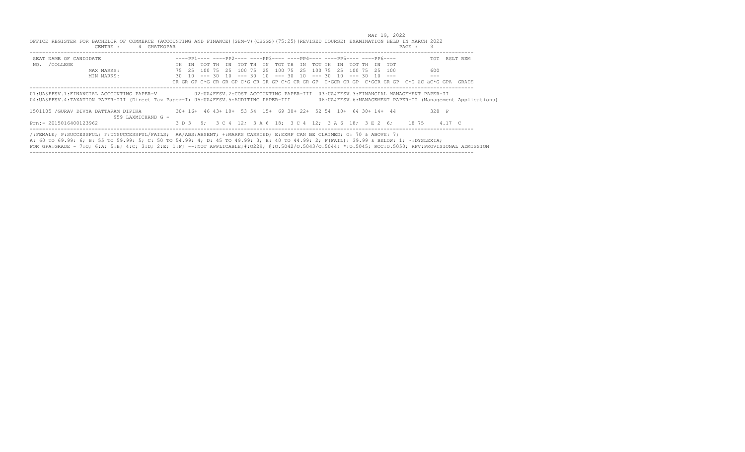MAY 19, 2022

OFFICE REGISTER FOR BACHELOR OF COMMERCE (ACCOUNTING AND FINANCE)(SEM-V)(CBSGS)(75:25)(REVISED COURSE) EXAMINATION HELD IN MARCH 2022

CENTRE : 4 GHATKOPAR

```
SEAT NAME OF CANDIDATE                 ----PP1---- ----PP2---- ----PP3---- ----PP4---- ----PP5---- ----PP6----          TOT  RSLT REM
NO.  /COLLEGE                           TH  IN  TOT TH  IN  TOT TH  IN  TOT TH  IN  TOT TH  IN  TOT TH  IN  TOT
                MAX MARKS:              75  25  100 75  25  100 75  25  100 75  25  100 75  25  100 75  25  100          600
                MIN MARKS:              30  10  --- 30  10  --- 30  10  --- 30  10  --- 30  10  --- 30  10  ---          ---
                                        CR GR GP C*G CR GR GP C*G CR GR GP C*G CR GR GP  C*GCR GR GP  C*GCR GR GP  C*G äC äC*G GPA  GRADE
```

01:UA&FFSV.1:FINANCIAL ACCOUNTING PAPER-V 02:UA&FFSV.2:COST ACCOUNTING PAPER-III 03:UA&FFSV.3:FINANCIAL MANAGEMENT PAPER-II
04:UA&FFSV.4:TAXATION PAPER-III (Direct Tax Paper-I) 05:UA&FFSV.5:AUDITING PAPER-III 06:UA&FFSV.6:MANAGEMENT PAPER-II (Management Applications)

```
1501105 /GURAV DIVYA DATTARAM DIPIKA      30+ 16+  46 43+ 10+  53 54  15+  69 30+ 22+  52 54  10+  64 30+ 14+  44          328  P
                  959 LAXMICHAND G -
Prn:- 2015016400123962                    3 D 3   9;  3 C 4  12;  3 A 6  18;  3 C 4  12;  3 A 6  18;  3 E 2  6;     18 75     4.17  C
```

/:FEMALE; P:SUCCESSFUL; F:UNSUCCESSFUL/FAILS; AA/ABS:ABSENT; +:MARKS CARRIED; E:EXMP CAN BE CLAIMED; O: 70 & ABOVE: 7;
A: 60 TO 69.99: 6; B: 55 TO 59.99: 5; C: 50 TO 54.99: 4; D: 45 TO 49.99: 3; E: 40 TO 44.99: 2; F(FAIL): 39.99 & BELOW: 1; ~:DYSLEXIA;
FOR GPA:GRADE - 7:O; 6:A; 5:B; 4:C; 3:D; 2:E; 1:F; --:NOT APPLICABLE;#:O229; @:O.5042/O.5043/O.5044; *:O.5045; RCC:O.5050; RPV:PROVISIONAL ADMISSION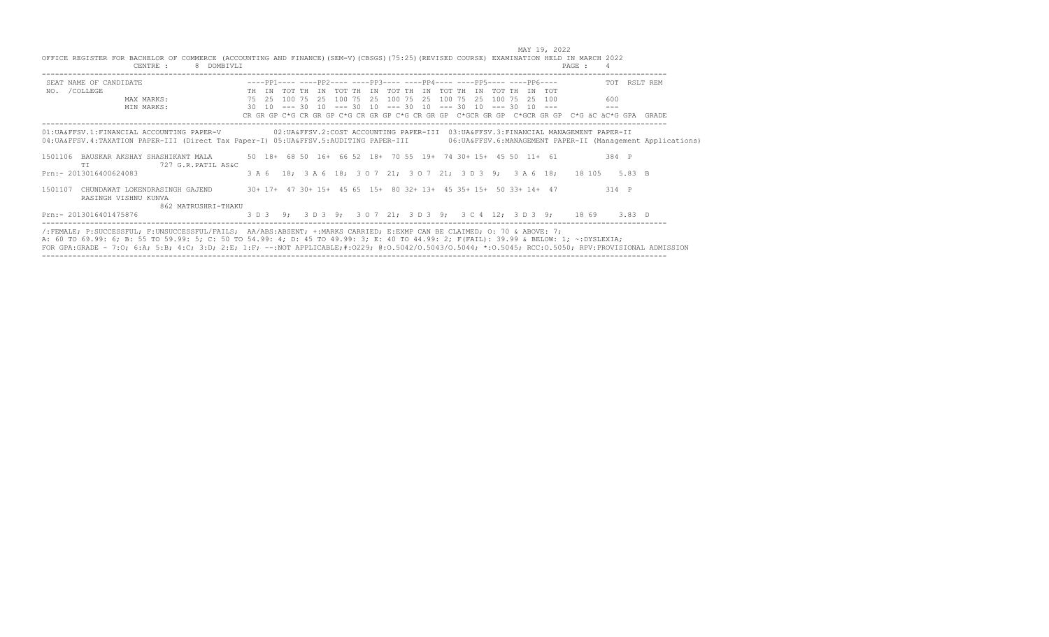MAY 19, 2022

OFFICE REGISTER FOR BACHELOR OF COMMERCE (ACCOUNTING AND FINANCE)(SEM-V)(CBSGS)(75:25)(REVISED COURSE) EXAMINATION HELD IN MARCH 2022

CENTRE : 8 DOMBIVLI

PAGE : 4

```
SEAT NAME OF CANDIDATE                      ----PP1---- ----PP2---- ----PP3---- ----PP4---- ----PP5---- ----PP6----           TOT  RSLT REM
NO.  /COLLEGE                               TH  IN  TOT TH  IN  TOT TH  IN  TOT TH  IN  TOT TH  IN  TOT TH  IN  TOT
                MAX MARKS:                  75  25  100 75  25  100 75  25  100 75  25  100 75  25  100 75  25  100           600
                MIN MARKS:                  30  10  --- 30  10  --- 30  10  --- 30  10  --- 30  10  --- 30  10  ---           ---
                                            CR GR GP C*G CR GR GP C*G CR GR GP C*G CR GR GP  C*GCR GR GP  C*GCR GR GP  C*G äC äC*G GPA  GRADE
```

01:UA&FFSV.1:FINANCIAL ACCOUNTING PAPER-V 02:UA&FFSV.2:COST ACCOUNTING PAPER-III 03:UA&FFSV.3:FINANCIAL MANAGEMENT PAPER-II
04:UA&FFSV.4:TAXATION PAPER-III (Direct Tax Paper-I) 05:UA&FFSV.5:AUDITING PAPER-III 06:UA&FFSV.6:MANAGEMENT PAPER-II (Management Applications)

```
1501106  BAUSKAR AKSHAY SHASHIKANT MALA        50  18+  68 50  16+  66 52  18+  70 55  19+  74 30+ 15+  45 50  11+  61          384  P
         TI              727 G.R.PATIL AS&C
Prn:- 2013016400624083                          3 A 6  18;  3 A 6  18;  3 O 7  21;  3 O 7  21;  3 D 3  9;  3 A 6  18;   18 105   5.83  B

1501107  CHUNDAWAT LOKENDRASINGH GAJEND        30+ 17+  47 30+ 15+  45 65  15+  80 32+ 13+  45 35+ 15+  50 33+ 14+  47          314  P
         RASINGH VISHNU KUNVA
                         862 MATRUSHRI-THAKU
Prn:- 2013016401475876                          3 D 3  9;  3 D 3  9;  3 O 7  21;  3 D 3  9;  3 C 4  12;  3 D 3  9;    18 69    3.83  D
```

/:FEMALE; P:SUCCESSFUL; F:UNSUCCESSFUL/FAILS; AA/ABS:ABSENT; +:MARKS CARRIED; E:EXMP CAN BE CLAIMED; O: 70 & ABOVE: 7;
A: 60 TO 69.99: 6; B: 55 TO 59.99: 5; C: 50 TO 54.99: 4; D: 45 TO 49.99: 3; E: 40 TO 44.99: 2; F(FAIL): 39.99 & BELOW: 1; ~:DYSLEXIA;
FOR GPA:GRADE - 7:O; 6:A; 5:B; 4:C; 3:D; 2:E; 1:F; --:NOT APPLICABLE;#:O229; @:O.5042/O.5043/O.5044; *:O.5045; RCC:O.5050; RPV:PROVISIONAL ADMISSION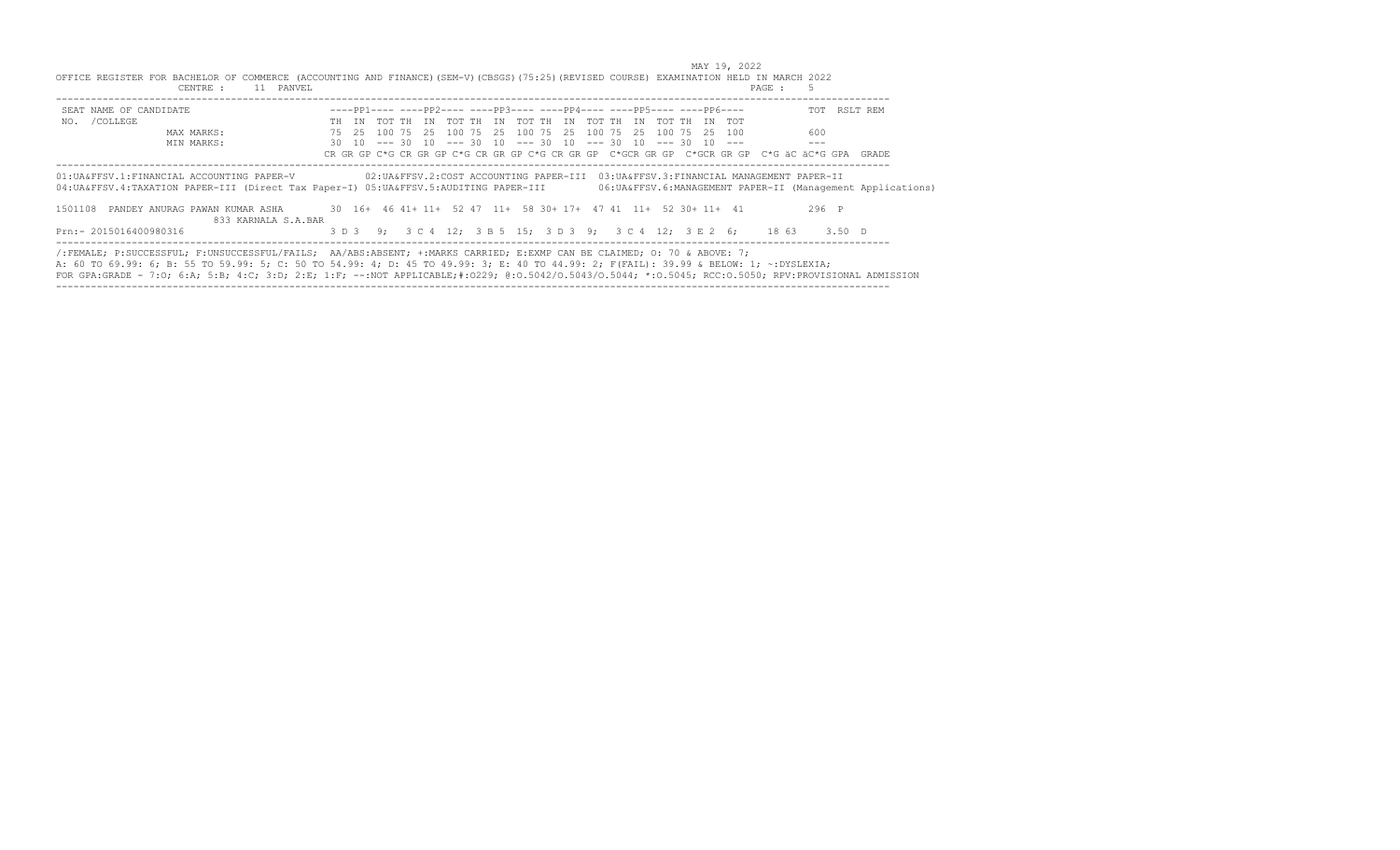MAY 19, 2022

OFFICE REGISTER FOR BACHELOR OF COMMERCE (ACCOUNTING AND FINANCE)(SEM-V)(CBSGS)(75:25)(REVISED COURSE) EXAMINATION HELD IN MARCH 2022

CENTRE : 11 PANVEL

| SEAT NO. / COLLEGE | NAME OF CANDIDATE | PP1 TH | PP1 IN | PP1 TOT | PP2 TH | PP2 IN | PP2 TOT | PP3 TH | PP3 IN | PP3 TOT | PP4 TH | PP4 IN | PP4 TOT | PP5 TH | PP5 IN | PP5 TOT | PP6 TH | PP6 IN | PP6 TOT | TOT | RSLT | REM |
|---|---|---|---|---|---|---|---|---|---|---|---|---|---|---|---|---|---|---|---|---|---|---|
| | MAX MARKS: | 75 | 25 | 100 | 75 | 25 | 100 | 75 | 25 | 100 | 75 | 25 | 100 | 75 | 25 | 100 | 75 | 25 | 100 | 600 | | |
| | MIN MARKS: | 30 | 10 | --- | 30 | 10 | --- | 30 | 10 | --- | 30 | 10 | --- | 30 | 10 | --- | 30 | 10 | --- | --- | | |

CR GR GP C*G CR GR GP C*G CR GR GP C*G CR GR GP C*GCR GR GP C*GCR GR GP C*G äC äC*G GPA GRADE

01:UA&FFSV.1:FINANCIAL ACCOUNTING PAPER-V 02:UA&FFSV.2:COST ACCOUNTING PAPER-III 03:UA&FFSV.3:FINANCIAL MANAGEMENT PAPER-II
04:UA&FFSV.4:TAXATION PAPER-III (Direct Tax Paper-I) 05:UA&FFSV.5:AUDITING PAPER-III 06:UA&FFSV.6:MANAGEMENT PAPER-II (Management Applications)

| SEAT NO. / COLLEGE | NAME OF CANDIDATE | PP1 TH | PP1 IN | PP1 TOT | PP2 TH | PP2 IN | PP2 TOT | PP3 TH | PP3 IN | PP3 TOT | PP4 TH | PP4 IN | PP4 TOT | PP5 TH | PP5 IN | PP5 TOT | PP6 TH | PP6 IN | PP6 TOT | TOT | RSLT | REM |
|---|---|---|---|---|---|---|---|---|---|---|---|---|---|---|---|---|---|---|---|---|---|---|
| 1501108 / 833 KARNALA S.A.BAR | PANDEY ANURAG PAWAN KUMAR ASHA | 30 | 16+ | 46 | 41+ | 11+ | 52 | 47 | 11+ | 58 | 30+ | 17+ | 47 | 41 | 11+ | 52 | 30+ | 11+ | 41 | 296 | P | |

Prn:- 2015016400980316 &nbsp; 3 D 3 9; 3 C 4 12; 3 B 5 15; 3 D 3 9; 3 C 4 12; 3 E 2 6; 18 63 3.50 D

/:FEMALE; P:SUCCESSFUL; F:UNSUCCESSFUL/FAILS; AA/ABS:ABSENT; +:MARKS CARRIED; E:EXMP CAN BE CLAIMED; O: 70 & ABOVE: 7;
A: 60 TO 69.99: 6; B: 55 TO 59.99: 5; C: 50 TO 54.99: 4; D: 45 TO 49.99: 3; E: 40 TO 44.99: 2; F(FAIL): 39.99 & BELOW: 1; ~:DYSLEXIA;
FOR GPA:GRADE - 7:O; 6:A; 5:B; 4:C; 3:D; 2:E; 1:F; --:NOT APPLICABLE;#:O229; @:O.5042/O.5043/O.5044; *:O.5045; RCC:O.5050; RPV:PROVISIONAL ADMISSION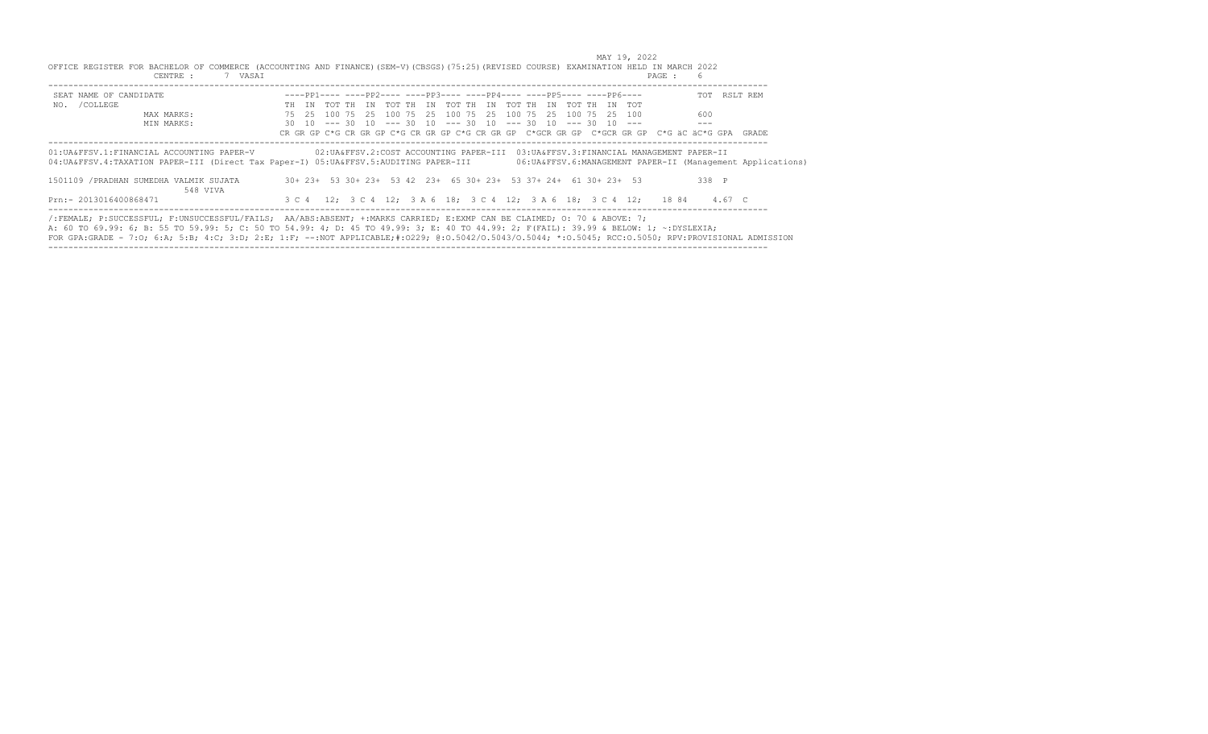MAY 19, 2022

OFFICE REGISTER FOR BACHELOR OF COMMERCE (ACCOUNTING AND FINANCE)(SEM-V)(CBSGS)(75:25)(REVISED COURSE) EXAMINATION HELD IN MARCH 2022

CENTRE : 7 VASAI

| SEAT NO. / COLLEGE | NAME OF CANDIDATE | PP1 TH | PP1 IN | PP1 TOT | PP2 TH | PP2 IN | PP2 TOT | PP3 TH | PP3 IN | PP3 TOT | PP4 TH | PP4 IN | PP4 TOT | PP5 TH | PP5 IN | PP5 TOT | PP6 TH | PP6 IN | PP6 TOT | TOT | RSLT | REM |
|---|---|---|---|---|---|---|---|---|---|---|---|---|---|---|---|---|---|---|---|---|---|---|
| | MAX MARKS: | 75 | 25 | 100 | 75 | 25 | 100 | 75 | 25 | 100 | 75 | 25 | 100 | 75 | 25 | 100 | 75 | 25 | 100 | 600 | | |
| | MIN MARKS: | 30 | 10 | --- | 30 | 10 | --- | 30 | 10 | --- | 30 | 10 | --- | 30 | 10 | --- | 30 | 10 | --- | --- | | |

CR GR GP C*G CR GR GP C*G CR GR GP C*G CR GR GP C*GCR GR GP C*GCR GR GP C*G äC äC*G GPA GRADE

01:UA&FFSV.1:FINANCIAL ACCOUNTING PAPER-V 02:UA&FFSV.2:COST ACCOUNTING PAPER-III 03:UA&FFSV.3:FINANCIAL MANAGEMENT PAPER-II
04:UA&FFSV.4:TAXATION PAPER-III (Direct Tax Paper-I) 05:UA&FFSV.5:AUDITING PAPER-III 06:UA&FFSV.6:MANAGEMENT PAPER-II (Management Applications)

| SEAT NO. / COLLEGE | NAME OF CANDIDATE | PP1 TH | PP1 IN | PP1 TOT | PP2 TH | PP2 IN | PP2 TOT | PP3 TH | PP3 IN | PP3 TOT | PP4 TH | PP4 IN | PP4 TOT | PP5 TH | PP5 IN | PP5 TOT | PP6 TH | PP6 IN | PP6 TOT | TOT | RSLT | REM |
|---|---|---|---|---|---|---|---|---|---|---|---|---|---|---|---|---|---|---|---|---|---|---|
| 1501109 / 548 VIVA | PRADHAN SUMEDHA VALMIK SUJATA | 30+ | 23+ | 53 | 30+ | 23+ | 53 | 42 | 23+ | 65 | 30+ | 23+ | 53 | 37+ | 24+ | 61 | 30+ | 23+ | 53 | 338 | P | |

Prn:- 2013016400868471 — 3 C 4 12; 3 C 4 12; 3 A 6 18; 3 C 4 12; 3 A 6 18; 3 C 4 12; 18 84 4.67 C

/:FEMALE; P:SUCCESSFUL; F:UNSUCCESSFUL/FAILS; AA/ABS:ABSENT; +:MARKS CARRIED; E:EXMP CAN BE CLAIMED; O: 70 & ABOVE: 7;
A: 60 TO 69.99: 6; B: 55 TO 59.99: 5; C: 50 TO 54.99: 4; D: 45 TO 49.99: 3; E: 40 TO 44.99: 2; F(FAIL): 39.99 & BELOW: 1; ~:DYSLEXIA;
FOR GPA:GRADE - 7:O; 6:A; 5:B; 4:C; 3:D; 2:E; 1:F; --:NOT APPLICABLE;#:O229; @:O.5042/O.5043/O.5044; *:O.5045; RCC:O.5050; RPV:PROVISIONAL ADMISSION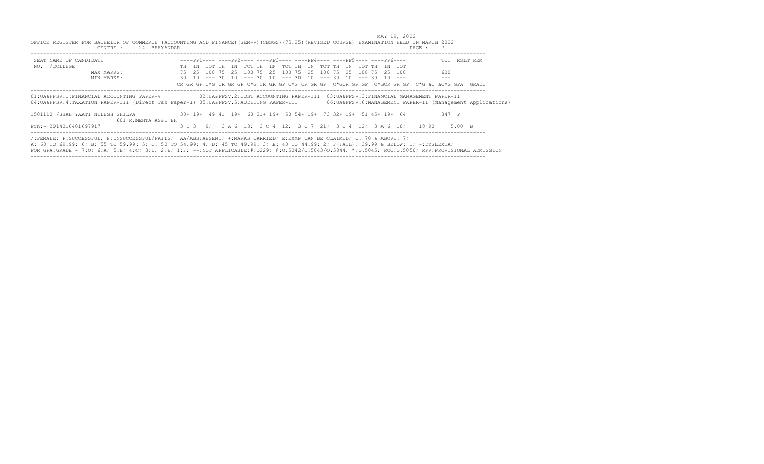MAY 19, 2022

OFFICE REGISTER FOR BACHELOR OF COMMERCE (ACCOUNTING AND FINANCE)(SEM-V)(CBSGS)(75:25)(REVISED COURSE) EXAMINATION HELD IN MARCH 2022

CENTRE : 24 BHAYANDAR

| SEAT NO. | NAME OF CANDIDATE / COLLEGE | | PP1 TH | PP1 IN | PP1 TOT | PP2 TH | PP2 IN | PP2 TOT | PP3 TH | PP3 IN | PP3 TOT | PP4 TH | PP4 IN | PP4 TOT | PP5 TH | PP5 IN | PP5 TOT | PP6 TH | PP6 IN | PP6 TOT | TOT | RSLT | REM |
|---|---|---|---|---|---|---|---|---|---|---|---|---|---|---|---|---|---|---|---|---|---|---|---|
| | | MAX MARKS: | 75 | 25 | 100 | 75 | 25 | 100 | 75 | 25 | 100 | 75 | 25 | 100 | 75 | 25 | 100 | 75 | 25 | 100 | 600 | | |
| | | MIN MARKS: | 30 | 10 | --- | 30 | 10 | --- | 30 | 10 | --- | 30 | 10 | --- | 30 | 10 | --- | 30 | 10 | --- | --- | | |

CR GR GP C*G CR GR GP C*G CR GR GP C*G CR GR GP C*GCR GR GP C*GCR GR GP C*G äC äC*G GPA GRADE

01:UA&FFSV.1:FINANCIAL ACCOUNTING PAPER-V 02:UA&FFSV.2:COST ACCOUNTING PAPER-III 03:UA&FFSV.3:FINANCIAL MANAGEMENT PAPER-II
04:UA&FFSV.4:TAXATION PAPER-III (Direct Tax Paper-I) 05:UA&FFSV.5:AUDITING PAPER-III 06:UA&FFSV.6:MANAGEMENT PAPER-II (Management Applications)

| SEAT NO. | NAME OF CANDIDATE / COLLEGE | PP1 TH | PP1 IN | PP1 TOT | PP2 TH | PP2 IN | PP2 TOT | PP3 TH | PP3 IN | PP3 TOT | PP4 TH | PP4 IN | PP4 TOT | PP5 TH | PP5 IN | PP5 TOT | PP6 TH | PP6 IN | PP6 TOT | TOT | RSLT |
|---|---|---|---|---|---|---|---|---|---|---|---|---|---|---|---|---|---|---|---|---|---|
| 1501110 | /SHAH YAATI NILESH SHILPA<br>601 R.MEHTA AS&C BH | 30+ | 19+ | 49 | 41 | 19+ | 60 | 31+ | 19+ | 50 | 54+ | 19+ | 73 | 32+ | 19+ | 51 | 45+ | 19+ | 64 | 347 | P |

| Prn | PP1 CR GR GP C*G | PP2 CR GR GP C*G | PP3 CR GR GP C*G | PP4 CR GR GP C*G | PP5 CR GR GP C*G | PP6 CR GR GP C*G | äC | äC*G | GPA | GRADE |
|---|---|---|---|---|---|---|---|---|---|---|
| Prn:- 2014016401697917 | 3 D 3 9; | 3 A 6 18; | 3 C 4 12; | 3 O 7 21; | 3 C 4 12; | 3 A 6 18; | 18 | 90 | 5.00 | B |

/:FEMALE; P:SUCCESSFUL; F:UNSUCCESSFUL/FAILS; AA/ABS:ABSENT; +:MARKS CARRIED; E:EXMP CAN BE CLAIMED; O: 70 & ABOVE: 7;
A: 60 TO 69.99: 6; B: 55 TO 59.99: 5; C: 50 TO 54.99: 4; D: 45 TO 49.99: 3; E: 40 TO 44.99: 2; F(FAIL): 39.99 & BELOW: 1; ~:DYSLEXIA;
FOR GPA:GRADE - 7:O; 6:A; 5:B; 4:C; 3:D; 2:E; 1:F; --:NOT APPLICABLE;#:O229; @:O.5042/O.5043/O.5044; *:O.5045; RCC:O.5050; RPV:PROVISIONAL ADMISSION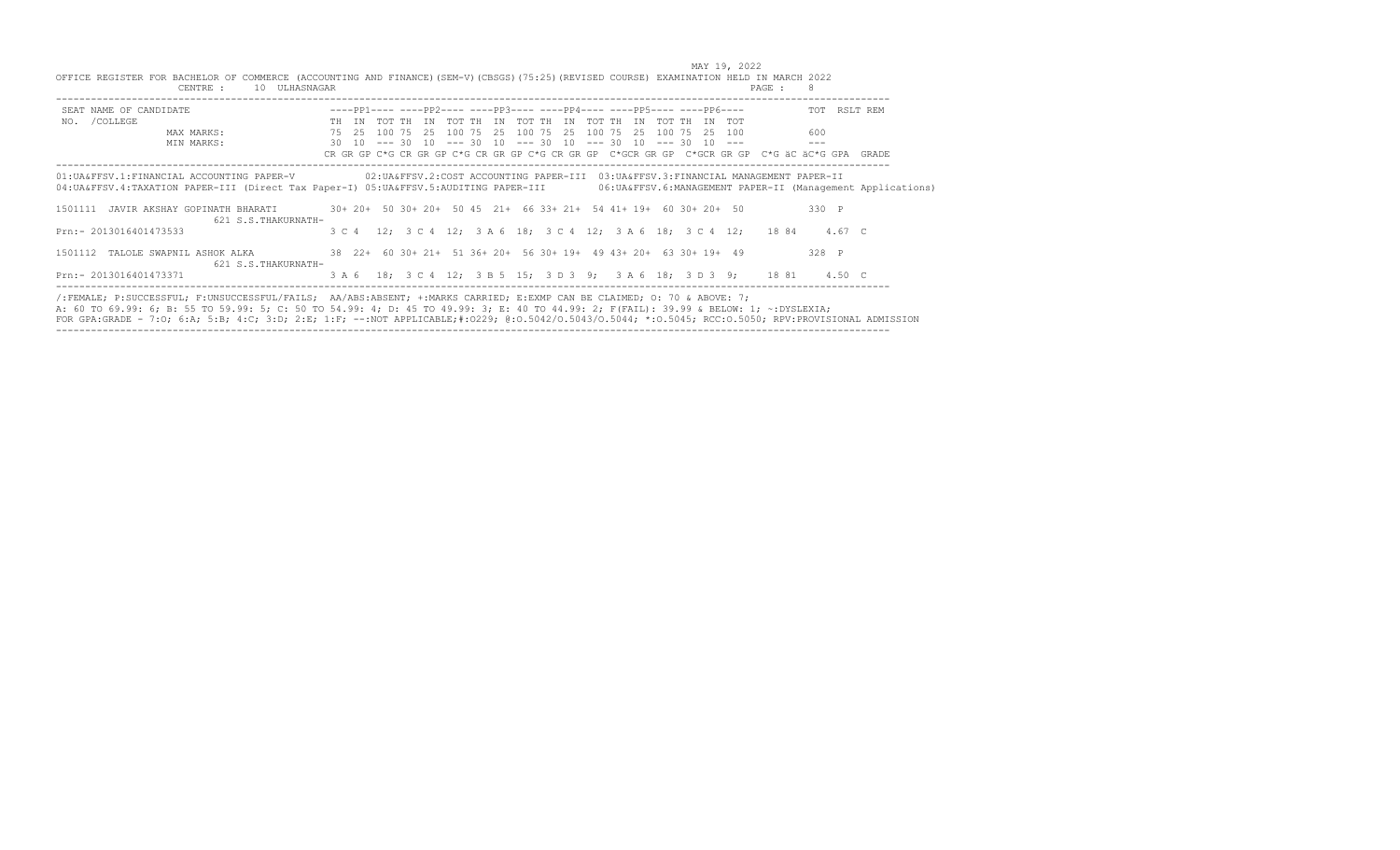MAY 19, 2022

OFFICE REGISTER FOR BACHELOR OF COMMERCE (ACCOUNTING AND FINANCE)(SEM-V)(CBSGS)(75:25)(REVISED COURSE) EXAMINATION HELD IN MARCH 2022

CENTRE : 10 ULHASNAGAR

PAGE : 8

```
SEAT NAME OF CANDIDATE                      ----PP1---- ----PP2---- ----PP3---- ----PP4---- ----PP5---- ----PP6----          TOT  RSLT REM
NO.  /COLLEGE                               TH  IN  TOT TH  IN  TOT TH  IN  TOT TH  IN  TOT TH  IN  TOT TH  IN  TOT
                MAX MARKS:                  75  25  100 75  25  100 75  25  100 75  25  100 75  25  100 75  25  100          600
                MIN MARKS:                  30  10  --- 30  10  --- 30  10  --- 30  10  --- 30  10  --- 30  10  ---          ---
                                            CR GR GP C*G CR GR GP C*G CR GR GP C*G CR GR GP  C*GCR GR GP  C*GCR GR GP  C*G äC äC*G GPA  GRADE
```

01:UA&FFSV.1:FINANCIAL ACCOUNTING PAPER-V 02:UA&FFSV.2:COST ACCOUNTING PAPER-III 03:UA&FFSV.3:FINANCIAL MANAGEMENT PAPER-II
04:UA&FFSV.4:TAXATION PAPER-III (Direct Tax Paper-I) 05:UA&FFSV.5:AUDITING PAPER-III 06:UA&FFSV.6:MANAGEMENT PAPER-II (Management Applications)

```
1501111  JAVIR AKSHAY GOPINATH BHARATI      30+ 20+  50 30+ 20+  50 45  21+  66 33+ 21+  54 41+ 19+  60 30+ 20+  50          330  P
                    621 S.S.THAKURNATH-
Prn:- 2013016401473533                      3 C 4   12;  3 C 4  12;  3 A 6  18;  3 C 4  12;  3 A 6  18;  3 C 4  12;   18 84     4.67  C

1501112  TALOLE SWAPNIL ASHOK ALKA          38  22+  60 30+ 21+  51 36+ 20+  56 30+ 19+  49 43+ 20+  63 30+ 19+  49          328  P
                    621 S.S.THAKURNATH-
Prn:- 2013016401473371                      3 A 6   18;  3 C 4  12;  3 B 5  15;  3 D 3  9;   3 A 6  18;  3 D 3  9;    18 81     4.50  C
```

/:FEMALE; P:SUCCESSFUL; F:UNSUCCESSFUL/FAILS; AA/ABS:ABSENT; +:MARKS CARRIED; E:EXMP CAN BE CLAIMED; O: 70 & ABOVE: 7;
A: 60 TO 69.99: 6; B: 55 TO 59.99: 5; C: 50 TO 54.99: 4; D: 45 TO 49.99: 3; E: 40 TO 44.99: 2; F(FAIL): 39.99 & BELOW: 1; ~:DYSLEXIA;
FOR GPA:GRADE - 7:O; 6:A; 5:B; 4:C; 3:D; 2:E; 1:F; --:NOT APPLICABLE;#:O229; @:O.5042/O.5043/O.5044; *:O.5045; RCC:O.5050; RPV:PROVISIONAL ADMISSION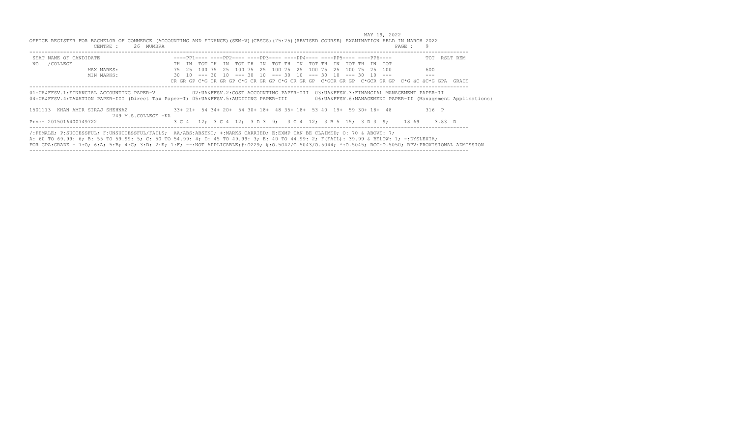MAY 19, 2022

OFFICE REGISTER FOR BACHELOR OF COMMERCE (ACCOUNTING AND FINANCE)(SEM-V)(CBSGS)(75:25)(REVISED COURSE) EXAMINATION HELD IN MARCH 2022

CENTRE : 26 MUMBRA

PAGE : 9

```
SEAT NAME OF CANDIDATE                    ----PP1---- ----PP2---- ----PP3---- ----PP4---- ----PP5---- ----PP6----          TOT  RSLT REM
NO.  /COLLEGE                             TH  IN  TOT TH  IN  TOT TH  IN  TOT TH  IN  TOT TH  IN  TOT TH  IN  TOT
              MAX MARKS:                  75  25  100 75  25  100 75  25  100 75  25  100 75  25  100 75  25  100          600
              MIN MARKS:                  30  10  --- 30  10  --- 30  10  --- 30  10  --- 30  10  --- 30  10  ---          ---
                                          CR GR GP C*G CR GR GP C*G CR GR GP C*G CR GR GP  C*GCR GR GP  C*GCR GR GP  C*G äC äC*G GPA  GRADE
```

01:UA&FFSV.1:FINANCIAL ACCOUNTING PAPER-V 02:UA&FFSV.2:COST ACCOUNTING PAPER-III 03:UA&FFSV.3:FINANCIAL MANAGEMENT PAPER-II
04:UA&FFSV.4:TAXATION PAPER-III (Direct Tax Paper-I) 05:UA&FFSV.5:AUDITING PAPER-III 06:UA&FFSV.6:MANAGEMENT PAPER-II (Management Applications)

```
1501113  KHAN AMIR SIRAJ SHEHNAZ          33+ 21+  54 34+ 20+  54 30+ 18+  48 35+ 18+  53 40  19+  59 30+ 18+  48           316  P
                 749 M.S.COLLEGE -KA
Prn:- 2015016400749722                    3 C 4   12;  3 C 4  12;  3 D 3  9;   3 C 4  12;  3 B 5  15;  3 D 3  9;     18 69     3.83  D
```

/:FEMALE; P:SUCCESSFUL; F:UNSUCCESSFUL/FAILS; AA/ABS:ABSENT; +:MARKS CARRIED; E:EXMP CAN BE CLAIMED; O: 70 & ABOVE: 7;
A: 60 TO 69.99: 6; B: 55 TO 59.99: 5; C: 50 TO 54.99: 4; D: 45 TO 49.99: 3; E: 40 TO 44.99: 2; F(FAIL): 39.99 & BELOW: 1; ~:DYSLEXIA;
FOR GPA:GRADE - 7:O; 6:A; 5:B; 4:C; 3:D; 2:E; 1:F; --:NOT APPLICABLE;#:O229; @:O.5042/O.5043/O.5044; *:O.5045; RCC:O.5050; RPV:PROVISIONAL ADMISSION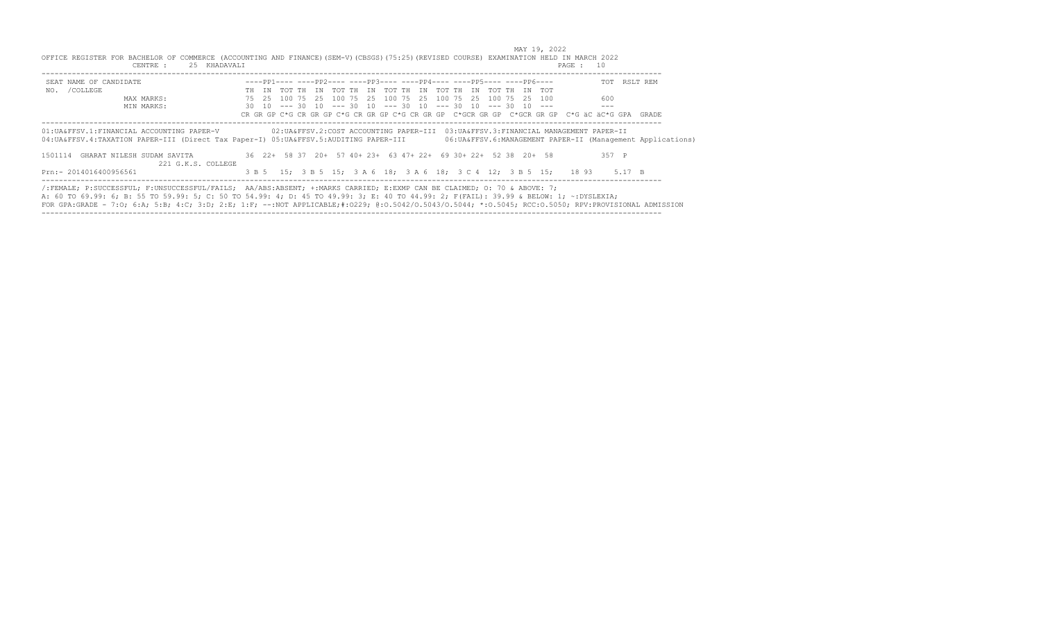MAY 19, 2022

OFFICE REGISTER FOR BACHELOR OF COMMERCE (ACCOUNTING AND FINANCE)(SEM-V)(CBSGS)(75:25)(REVISED COURSE) EXAMINATION HELD IN MARCH 2022

CENTRE : 25 KHADAVALI

PAGE : 10

| SEAT NO. | NAME OF CANDIDATE /COLLEGE | | PP1 TH | PP1 IN | PP1 TOT | PP2 TH | PP2 IN | PP2 TOT | PP3 TH | PP3 IN | PP3 TOT | PP4 TH | PP4 IN | PP4 TOT | PP5 TH | PP5 IN | PP5 TOT | PP6 TH | PP6 IN | PP6 TOT | TOT | RSLT | REM |
|---|---|---|---|---|---|---|---|---|---|---|---|---|---|---|---|---|---|---|---|---|---|---|---|
| | | MAX MARKS: | 75 | 25 | 100 | 75 | 25 | 100 | 75 | 25 | 100 | 75 | 25 | 100 | 75 | 25 | 100 | 75 | 25 | 100 | 600 | | |
| | | MIN MARKS: | 30 | 10 | --- | 30 | 10 | --- | 30 | 10 | --- | 30 | 10 | --- | 30 | 10 | --- | 30 | 10 | --- | --- | | |

CR GR GP C*G CR GR GP C*G CR GR GP C*G CR GR GP C*GCR GR GP C*GCR GR GP C*G äC äC*G GPA GRADE

01:UA&FFSV.1:FINANCIAL ACCOUNTING PAPER-V 02:UA&FFSV.2:COST ACCOUNTING PAPER-III 03:UA&FFSV.3:FINANCIAL MANAGEMENT PAPER-II
04:UA&FFSV.4:TAXATION PAPER-III (Direct Tax Paper-I) 05:UA&FFSV.5:AUDITING PAPER-III 06:UA&FFSV.6:MANAGEMENT PAPER-II (Management Applications)

```
1501114  GHARAT NILESH SUDAM SAVITA         36  22+  58 37  20+  57 40+ 23+  63 47+ 22+  69 30+ 22+  52 38  20+  58         357  P
                   221 G.K.S. COLLEGE
Prn:- 2014016400956561                      3 B 5   15;  3 B 5  15;  3 A 6  18;  3 A 6  18;  3 C 4  12;  3 B 5  15;   18 93     5.17  B
```

/:FEMALE; P:SUCCESSFUL; F:UNSUCCESSFUL/FAILS; AA/ABS:ABSENT; +:MARKS CARRIED; E:EXMP CAN BE CLAIMED; O: 70 & ABOVE: 7;
A: 60 TO 69.99: 6; B: 55 TO 59.99: 5; C: 50 TO 54.99: 4; D: 45 TO 49.99: 3; E: 40 TO 44.99: 2; F(FAIL): 39.99 & BELOW: 1; ~:DYSLEXIA;
FOR GPA:GRADE - 7:O; 6:A; 5:B; 4:C; 3:D; 2:E; 1:F; --:NOT APPLICABLE;#:O229; @:O.5042/O.5043/O.5044; *:O.5045; RCC:O.5050; RPV:PROVISIONAL ADMISSION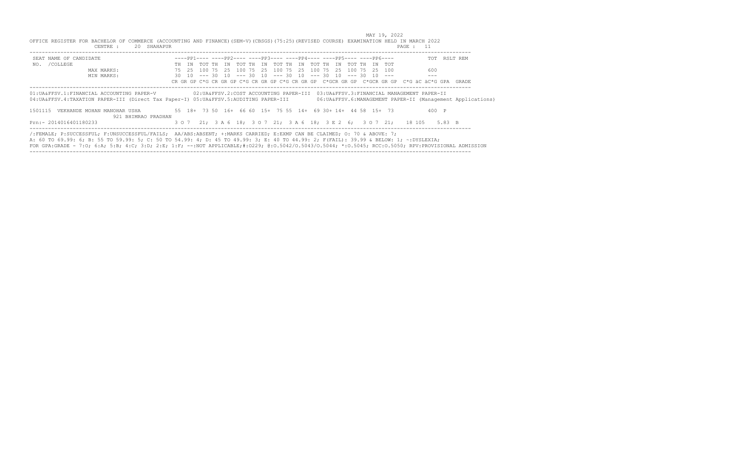MAY 19, 2022

OFFICE REGISTER FOR BACHELOR OF COMMERCE (ACCOUNTING AND FINANCE)(SEM-V)(CBSGS)(75:25)(REVISED COURSE) EXAMINATION HELD IN MARCH 2022

CENTRE : 20 SHAHAPUR

```
SEAT NAME OF CANDIDATE                    ----PP1---- ----PP2---- ----PP3---- ----PP4---- ----PP5---- ----PP6----          TOT  RSLT REM
NO. /COLLEGE                              TH  IN  TOT TH  IN  TOT TH  IN  TOT TH  IN  TOT TH  IN  TOT TH  IN  TOT
               MAX MARKS:                 75  25  100 75  25  100 75  25  100 75  25  100 75  25  100 75  25  100          600
               MIN MARKS:                 30  10  --- 30  10  --- 30  10  --- 30  10  --- 30  10  --- 30  10  ---          ---
                                          CR GR GP C*G CR GR GP C*G CR GR GP C*G CR GR GP  C*GCR GR GP  C*GCR GR GP  C*G äC äC*G GPA  GRADE
```

01:UA&FFSV.1:FINANCIAL ACCOUNTING PAPER-V 02:UA&FFSV.2:COST ACCOUNTING PAPER-III 03:UA&FFSV.3:FINANCIAL MANAGEMENT PAPER-II
04:UA&FFSV.4:TAXATION PAPER-III (Direct Tax Paper-I) 05:UA&FFSV.5:AUDITING PAPER-III 06:UA&FFSV.6:MANAGEMENT PAPER-II (Management Applications)

```
1501115  VEKHANDE MOHAN MANOHAR USHA      55  18+  73 50  16+  66 60  15+  75 55  14+  69 30+ 14+  44 58  15+  73          400  P
                  921 BHIMRAO PRADHAN
Prn:- 2014016401180233                   3 O 7   21;  3 A 6  18;  3 O 7  21;  3 A 6  18;  3 E 2  6;   3 O 7  21;   18 105   5.83  B
```

/:FEMALE; P:SUCCESSFUL; F:UNSUCCESSFUL/FAILS; AA/ABS:ABSENT; +:MARKS CARRIED; E:EXMP CAN BE CLAIMED; O: 70 & ABOVE: 7;
A: 60 TO 69.99: 6; B: 55 TO 59.99: 5; C: 50 TO 54.99: 4; D: 45 TO 49.99: 3; E: 40 TO 44.99: 2; F(FAIL): 39.99 & BELOW: 1; ~:DYSLEXIA;
FOR GPA:GRADE - 7:O; 6:A; 5:B; 4:C; 3:D; 2:E; 1:F; --:NOT APPLICABLE;#:O229; @:O.5042/O.5043/O.5044; *:O.5045; RCC:O.5050; RPV:PROVISIONAL ADMISSION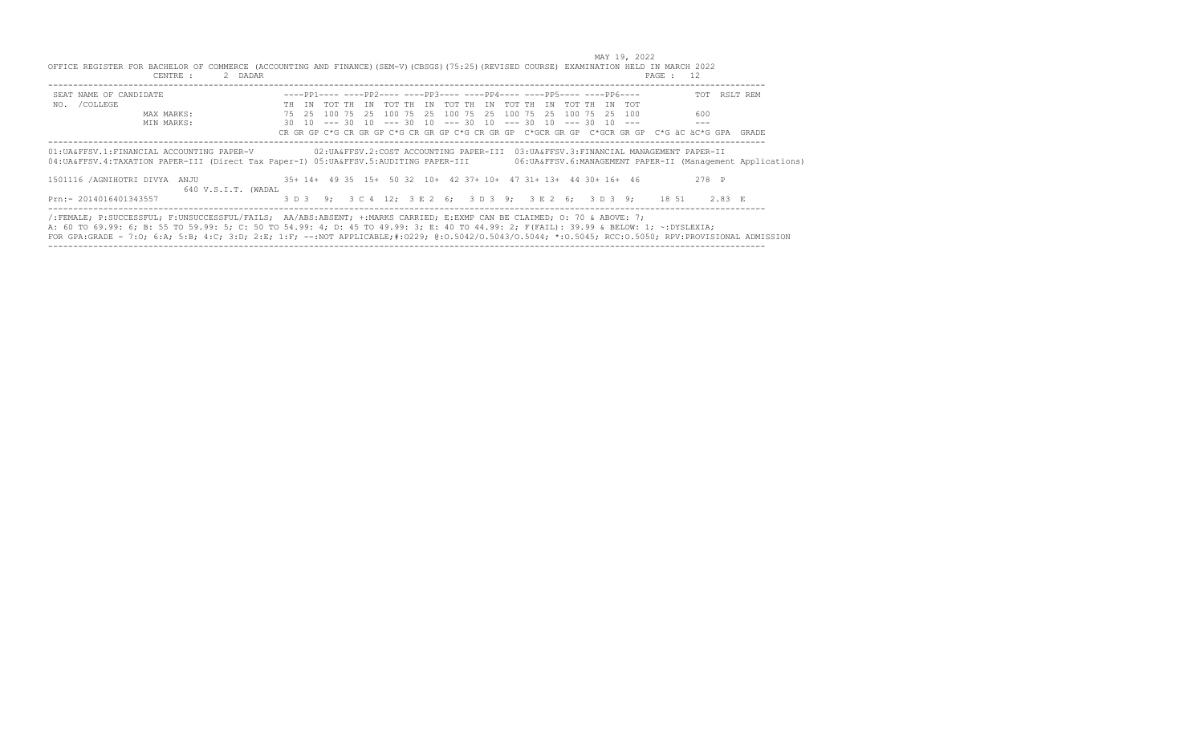MAY 19, 2022

OFFICE REGISTER FOR BACHELOR OF COMMERCE (ACCOUNTING AND FINANCE)(SEM-V)(CBSGS)(75:25)(REVISED COURSE) EXAMINATION HELD IN MARCH 2022

CENTRE : 2 DADAR

```
SEAT NAME OF CANDIDATE                 ----PP1---- ----PP2---- ----PP3---- ----PP4---- ----PP5---- ----PP6----        TOT  RSLT REM
NO. /COLLEGE                           TH  IN  TOT TH  IN  TOT TH  IN  TOT TH  IN  TOT TH  IN  TOT TH  IN  TOT
              MAX MARKS:               75  25  100 75  25  100 75  25  100 75  25  100 75  25  100 75  25  100        600
              MIN MARKS:               30  10  --- 30  10  --- 30  10  --- 30  10  --- 30  10  --- 30  10  ---        ---
                                       CR GR GP C*G CR GR GP C*G CR GR GP C*G CR GR GP  C*GCR GR GP  C*GCR GR GP  C*G äC äC*G GPA  GRADE
```

01:UA&FFSV.1:FINANCIAL ACCOUNTING PAPER-V 02:UA&FFSV.2:COST ACCOUNTING PAPER-III 03:UA&FFSV.3:FINANCIAL MANAGEMENT PAPER-II
04:UA&FFSV.4:TAXATION PAPER-III (Direct Tax Paper-I) 05:UA&FFSV.5:AUDITING PAPER-III 06:UA&FFSV.6:MANAGEMENT PAPER-II (Management Applications)

```
1501116 /AGNIHOTRI DIVYA  ANJU         35+ 14+  49 35  15+  50 32  10+  42 37+ 10+  47 31+ 13+  44 30+ 16+  46        278  P
               640 V.S.I.T. (WADAL
Prn:- 2014016401343557                 3 D 3   9;   3 C 4  12;  3 E 2  6;   3 D 3  9;   3 E 2  6;   3 D 3  9;    18 51    2.83  E
```

/:FEMALE; P:SUCCESSFUL; F:UNSUCCESSFUL/FAILS; AA/ABS:ABSENT; +:MARKS CARRIED; E:EXMP CAN BE CLAIMED; O: 70 & ABOVE: 7;
A: 60 TO 69.99: 6; B: 55 TO 59.99: 5; C: 50 TO 54.99: 4; D: 45 TO 49.99: 3; E: 40 TO 44.99: 2; F(FAIL): 39.99 & BELOW: 1; ~:DYSLEXIA;
FOR GPA:GRADE - 7:O; 6:A; 5:B; 4:C; 3:D; 2:E; 1:F; --:NOT APPLICABLE;#:O229; @:O.5042/O.5043/O.5044; *:O.5045; RCC:O.5050; RPV:PROVISIONAL ADMISSION